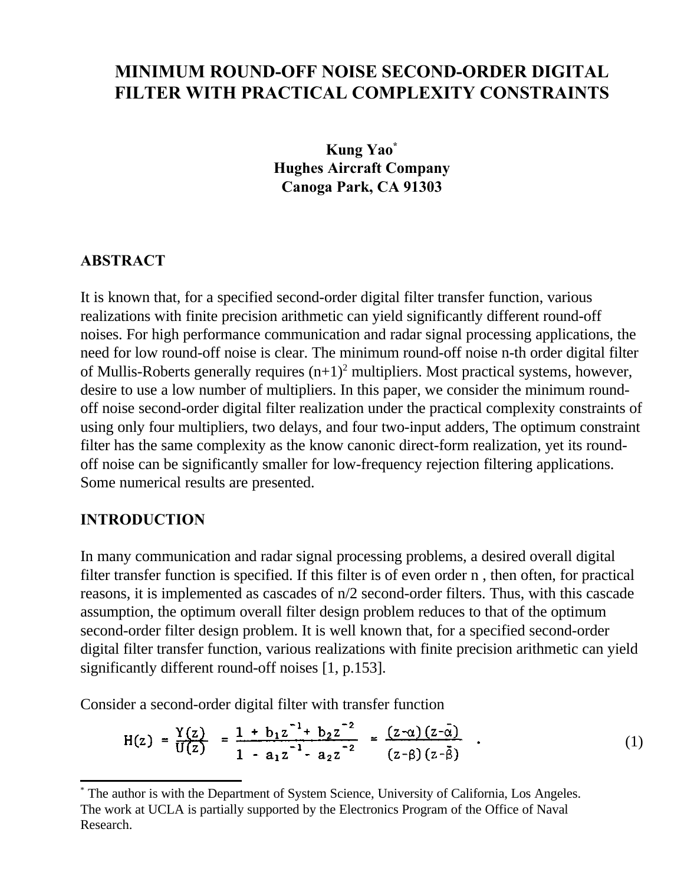# MINIMUM ROUND-OFF NOISE SECOND-ORDER DIGITAL FILTER WITH PRACTICAL COMPLEXITY CONSTRAINTS

**Kung Yao***
**Hughes Aircraft Company**
**Canoga Park, CA 91303**

## ABSTRACT

It is known that, for a specified second-order digital filter transfer function, various realizations with finite precision arithmetic can yield significantly different round-off noises. For high performance communication and radar signal processing applications, the need for low round-off noise is clear. The minimum round-off noise n-th order digital filter of Mullis-Roberts generally requires $(n+1)^2$ multipliers. Most practical systems, however, desire to use a low number of multipliers. In this paper, we consider the minimum round-off noise second-order digital filter realization under the practical complexity constraints of using only four multipliers, two delays, and four two-input adders, The optimum constraint filter has the same complexity as the know canonic direct-form realization, yet its round-off noise can be significantly smaller for low-frequency rejection filtering applications. Some numerical results are presented.

## INTRODUCTION

In many communication and radar signal processing problems, a desired overall digital filter transfer function is specified. If this filter is of even order n , then often, for practical reasons, it is implemented as cascades of n/2 second-order filters. Thus, with this cascade assumption, the optimum overall filter design problem reduces to that of the optimum second-order filter design problem. It is well known that, for a specified second-order digital filter transfer function, various realizations with finite precision arithmetic can yield significantly different round-off noises [1, p.153].

Consider a second-order digital filter with transfer function

$$H(z) = \frac{Y(z)}{U(z)} = \frac{1 + b_1 z^{-1} + b_2 z^{-2}}{1 - a_1 z^{-1} - a_2 z^{-2}} = \frac{(z-\alpha)(z-\bar{\alpha})}{(z-\beta)(z-\bar{\beta})} \quad . \tag{1}$$

---

* The author is with the Department of System Science, University of California, Los Angeles. The work at UCLA is partially supported by the Electronics Program of the Office of Naval Research.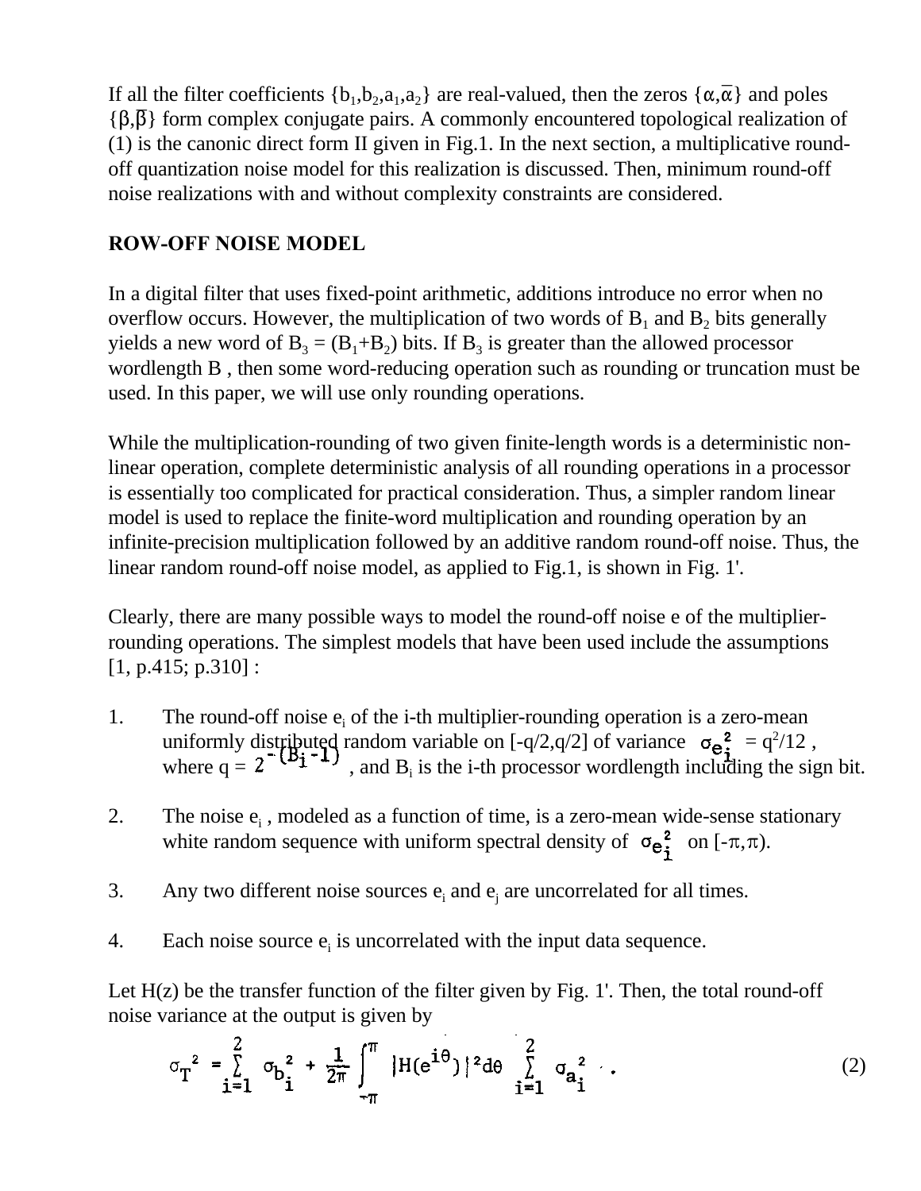If all the filter coefficients $\{b_1,b_2,a_1,a_2\}$ are real-valued, then the zeros $\{\alpha,\bar{\alpha}\}$ and poles $\{\beta,\bar{\beta}\}$ form complex conjugate pairs. A commonly encountered topological realization of (1) is the canonic direct form II given in Fig.1. In the next section, a multiplicative round-off quantization noise model for this realization is discussed. Then, minimum round-off noise realizations with and without complexity constraints are considered.

## ROW-OFF NOISE MODEL

In a digital filter that uses fixed-point arithmetic, additions introduce no error when no overflow occurs. However, the multiplication of two words of $B_1$ and $B_2$ bits generally yields a new word of $B_3 = (B_1+B_2)$ bits. If $B_3$ is greater than the allowed processor wordlength B , then some word-reducing operation such as rounding or truncation must be used. In this paper, we will use only rounding operations.

While the multiplication-rounding of two given finite-length words is a deterministic non-linear operation, complete deterministic analysis of all rounding operations in a processor is essentially too complicated for practical consideration. Thus, a simpler random linear model is used to replace the finite-word multiplication and rounding operation by an infinite-precision multiplication followed by an additive random round-off noise. Thus, the linear random round-off noise model, as applied to Fig.1, is shown in Fig. 1'.

Clearly, there are many possible ways to model the round-off noise e of the multiplier-rounding operations. The simplest models that have been used include the assumptions [1, p.415; p.310] :

1. The round-off noise $e_i$ of the i-th multiplier-rounding operation is a zero-mean uniformly distributed random variable on $[-q/2,q/2]$ of variance $\sigma_{e_i}^2 = q^2/12$ , where $q = 2^{-(B_i-1)}$ , and $B_i$ is the i-th processor wordlength including the sign bit.

2. The noise $e_i$ , modeled as a function of time, is a zero-mean wide-sense stationary white random sequence with uniform spectral density of $\sigma_{e_i}^2$ on $[-\pi,\pi)$.

3. Any two different noise sources $e_i$ and $e_j$ are uncorrelated for all times.

4. Each noise source $e_i$ is uncorrelated with the input data sequence.

Let H(z) be the transfer function of the filter given by Fig. 1'. Then, the total round-off noise variance at the output is given by

$$\sigma_T^2 = \sum_{i=1}^{2} \sigma_{b_i}^2 + \frac{1}{2\pi}\int_{-\pi}^{\pi} |H(e^{i\theta})|^2 d\theta \sum_{i=1}^{2} \sigma_{a_i}^2 \quad . \tag{2}$$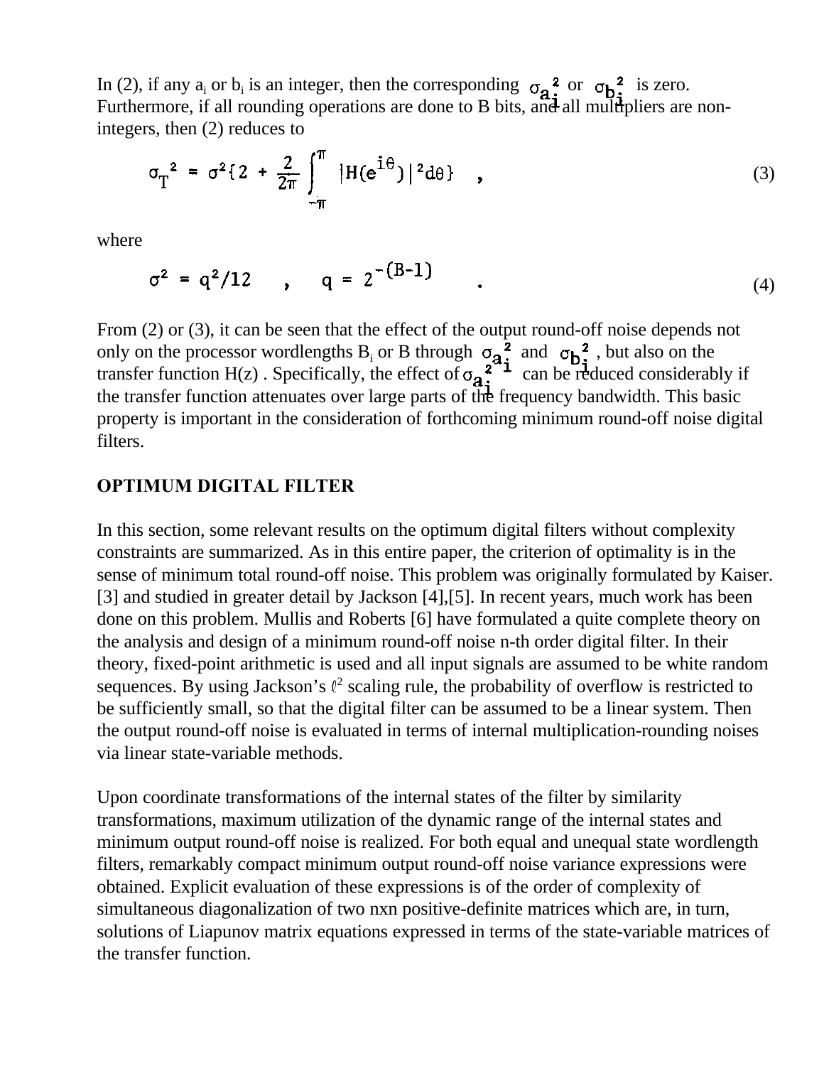In (2), if any $a_i$ or $b_i$ is an integer, then the corresponding $\sigma_{a_i}^2$ or $\sigma_{b_i}^2$ is zero. Furthermore, if all rounding operations are done to B bits, and all multipliers are non-integers, then (2) reduces to

$$\sigma_T^2 = \sigma^2\{2 + \frac{2}{2\pi}\int_{-\pi}^{\pi} |H(e^{i\theta})|^2 d\theta\} \quad , \tag{3}$$

where

$$\sigma^2 = q^2/12 \quad , \quad q = 2^{-(B-1)} \quad . \tag{4}$$

From (2) or (3), it can be seen that the effect of the output round-off noise depends not only on the processor wordlengths $B_i$ or B through $\sigma_{a_i}^2$ and $\sigma_{b_i}^2$, but also on the transfer function H(z) . Specifically, the effect of $\sigma_{a_i}^2$ can be reduced considerably if the transfer function attenuates over large parts of the frequency bandwidth. This basic property is important in the consideration of forthcoming minimum round-off noise digital filters.

## OPTIMUM DIGITAL FILTER

In this section, some relevant results on the optimum digital filters without complexity constraints are summarized. As in this entire paper, the criterion of optimality is in the sense of minimum total round-off noise. This problem was originally formulated by Kaiser. [3] and studied in greater detail by Jackson [4],[5]. In recent years, much work has been done on this problem. Mullis and Roberts [6] have formulated a quite complete theory on the analysis and design of a minimum round-off noise n-th order digital filter. In their theory, fixed-point arithmetic is used and all input signals are assumed to be white random sequences. By using Jackson's $\ell^2$ scaling rule, the probability of overflow is restricted to be sufficiently small, so that the digital filter can be assumed to be a linear system. Then the output round-off noise is evaluated in terms of internal multiplication-rounding noises via linear state-variable methods.

Upon coordinate transformations of the internal states of the filter by similarity transformations, maximum utilization of the dynamic range of the internal states and minimum output round-off noise is realized. For both equal and unequal state wordlength filters, remarkably compact minimum output round-off noise variance expressions were obtained. Explicit evaluation of these expressions is of the order of complexity of simultaneous diagonalization of two nxn positive-definite matrices which are, in turn, solutions of Liapunov matrix equations expressed in terms of the state-variable matrices of the transfer function.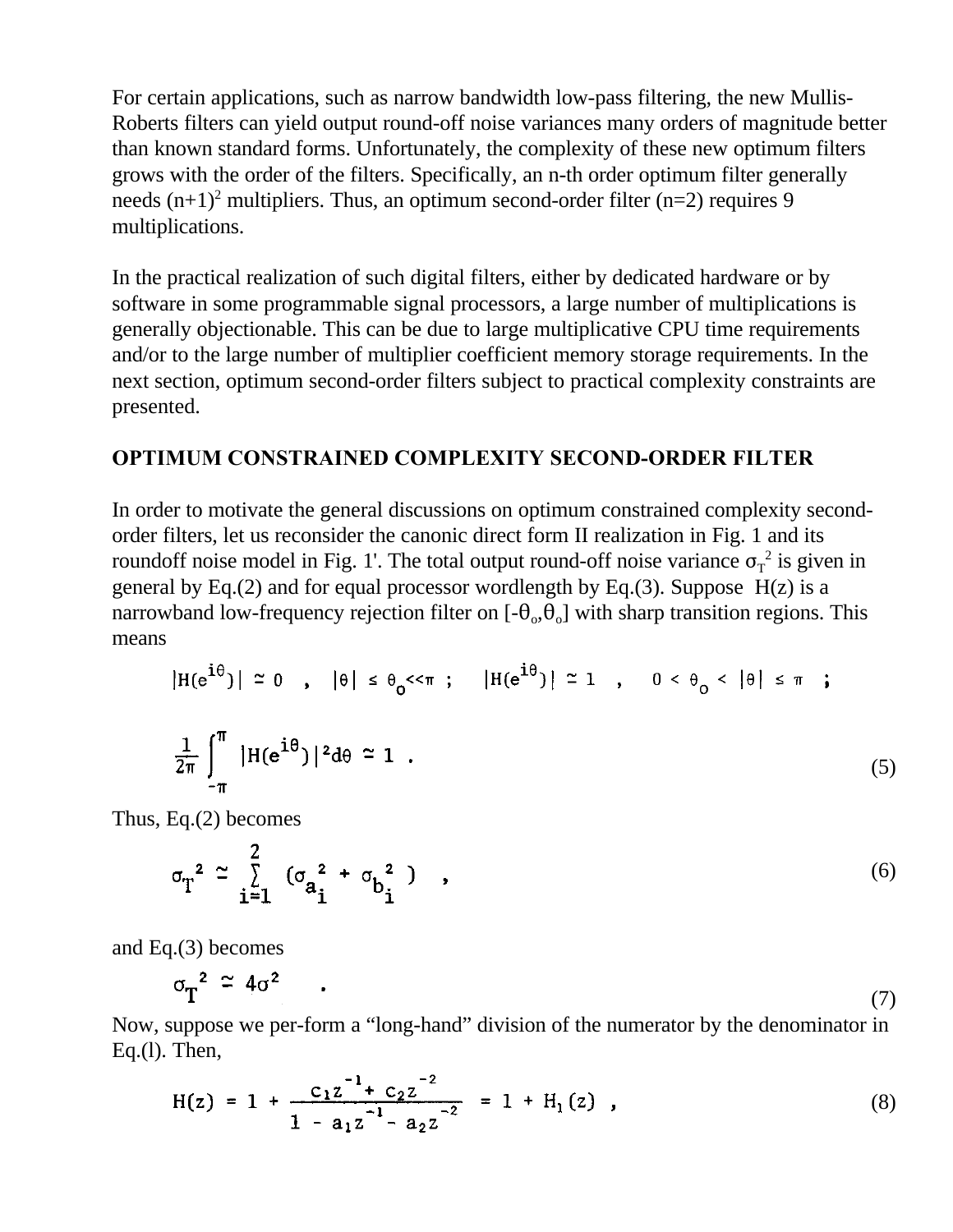For certain applications, such as narrow bandwidth low-pass filtering, the new Mullis-Roberts filters can yield output round-off noise variances many orders of magnitude better than known standard forms. Unfortunately, the complexity of these new optimum filters grows with the order of the filters. Specifically, an n-th order optimum filter generally needs $(n+1)^2$ multipliers. Thus, an optimum second-order filter (n=2) requires 9 multiplications.

In the practical realization of such digital filters, either by dedicated hardware or by software in some programmable signal processors, a large number of multiplications is generally objectionable. This can be due to large multiplicative CPU time requirements and/or to the large number of multiplier coefficient memory storage requirements. In the next section, optimum second-order filters subject to practical complexity constraints are presented.

## OPTIMUM CONSTRAINED COMPLEXITY SECOND-ORDER FILTER

In order to motivate the general discussions on optimum constrained complexity second-order filters, let us reconsider the canonic direct form II realization in Fig. 1 and its roundoff noise model in Fig. 1'. The total output round-off noise variance $\sigma_T^2$ is given in general by Eq.(2) and for equal processor wordlength by Eq.(3). Suppose H(z) is a narrowband low-frequency rejection filter on $[-\theta_o, \theta_o]$ with sharp transition regions. This means

$$|H(e^{i\theta})| \simeq 0 \quad , \quad |\theta| \le \theta_o \ll \pi \; ; \quad |H(e^{i\theta})| \simeq 1 \quad , \quad 0 < \theta_o < |\theta| \le \pi \; ;$$

$$\frac{1}{2\pi} \int_{-\pi}^{\pi} |H(e^{i\theta})|^2 d\theta \simeq 1 \; . \tag{5}$$

Thus, Eq.(2) becomes

$$\sigma_T^2 \simeq \sum_{i=1}^{2} (\sigma_{a_i}^2 + \sigma_{b_i}^2) \quad , \tag{6}$$

and Eq.(3) becomes

$$\sigma_T^2 \simeq 4\sigma^2 \quad . \tag{7}$$

Now, suppose we per-form a "long-hand" division of the numerator by the denominator in Eq.(l). Then,

$$H(z) = 1 + \frac{c_1 z^{-1} + c_2 z^{-2}}{1 - a_1 z^{-1} - a_2 z^{-2}} = 1 + H_1(z) \quad , \tag{8}$$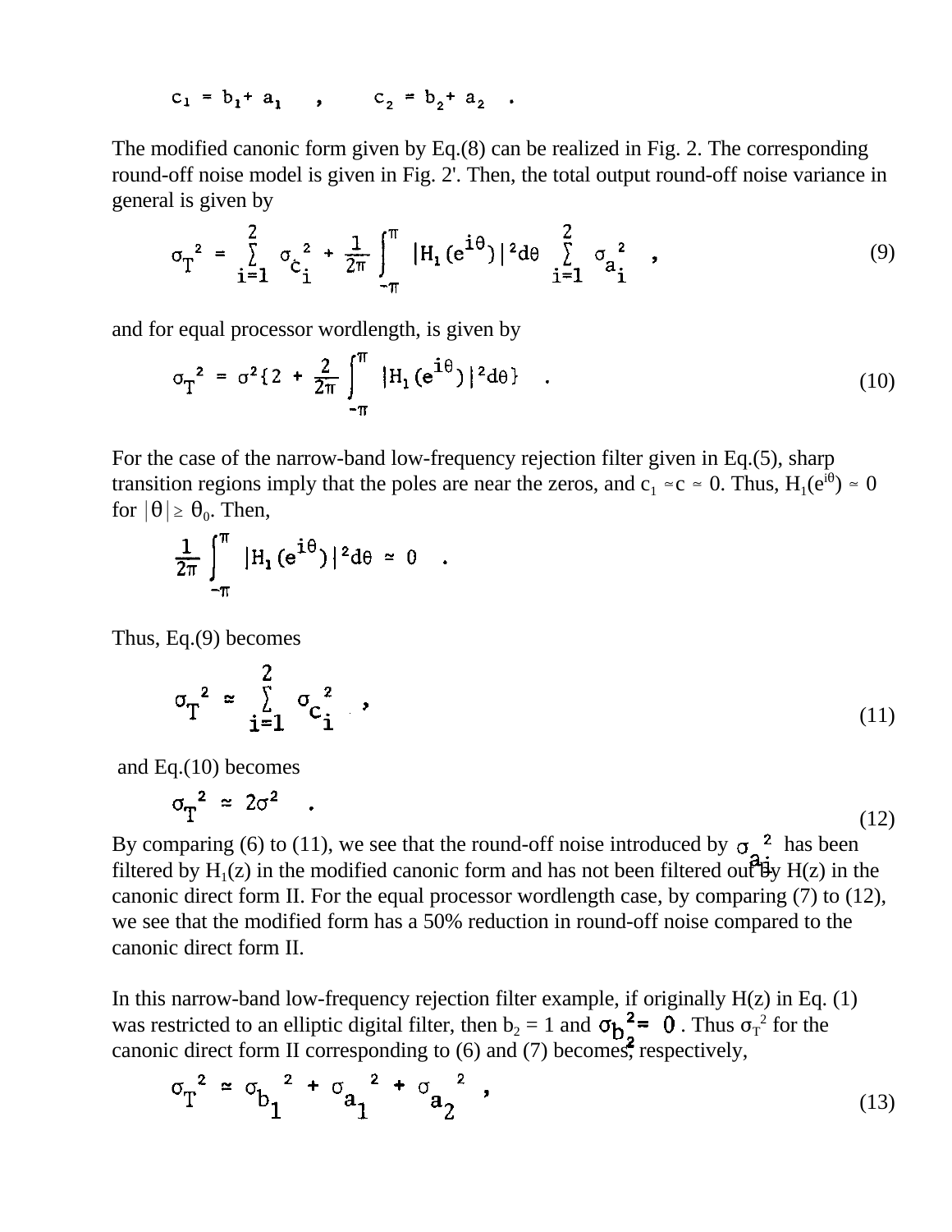$$c_1 = b_1 + a_1 \quad , \qquad c_2 = b_2 + a_2 \quad .$$

The modified canonic form given by Eq.(8) can be realized in Fig. 2. The corresponding round-off noise model is given in Fig. 2'. Then, the total output round-off noise variance in general is given by

$$\sigma_T^2 = \sum_{i=1}^{2} \sigma_{c_i}^2 + \frac{1}{2\pi} \int_{-\pi}^{\pi} |H_1(e^{i\theta})|^2 d\theta \sum_{i=1}^{2} \sigma_{a_i}^2 \quad , \tag{9}$$

and for equal processor wordlength, is given by

$$\sigma_T^2 = \sigma^2 \{ 2 + \frac{2}{2\pi} \int_{-\pi}^{\pi} |H_1(e^{i\theta})|^2 d\theta \} \quad . \tag{10}$$

For the case of the narrow-band low-frequency rejection filter given in Eq.(5), sharp transition regions imply that the poles are near the zeros, and $c_1 \simeq c \simeq 0$. Thus, $H_1(e^{i\theta}) \simeq 0$ for $|\theta| \geq \theta_0$. Then,

$$\frac{1}{2\pi} \int_{-\pi}^{\pi} |H_1(e^{i\theta})|^2 d\theta \simeq 0 \quad .$$

Thus, Eq.(9) becomes

$$\sigma_T^2 \simeq \sum_{i=1}^{2} \sigma_{c_i}^2 \quad , \tag{11}$$

and Eq.(10) becomes

$$\sigma_T^2 \simeq 2\sigma^2 \quad . \tag{12}$$

By comparing (6) to (11), we see that the round-off noise introduced by $\sigma_{a_i}^2$ has been filtered by $H_1(z)$ in the modified canonic form and has not been filtered out by $H(z)$ in the canonic direct form II. For the equal processor wordlength case, by comparing (7) to (12), we see that the modified form has a 50% reduction in round-off noise compared to the canonic direct form II.

In this narrow-band low-frequency rejection filter example, if originally $H(z)$ in Eq. (1) was restricted to an elliptic digital filter, then $b_2 = 1$ and $\sigma_{b_2}^2 = 0$. Thus $\sigma_T^2$ for the canonic direct form II corresponding to (6) and (7) becomes, respectively,

$$\sigma_T^2 \simeq \sigma_{b_1}^2 + \sigma_{a_1}^2 + \sigma_{a_2}^2 \quad , \tag{13}$$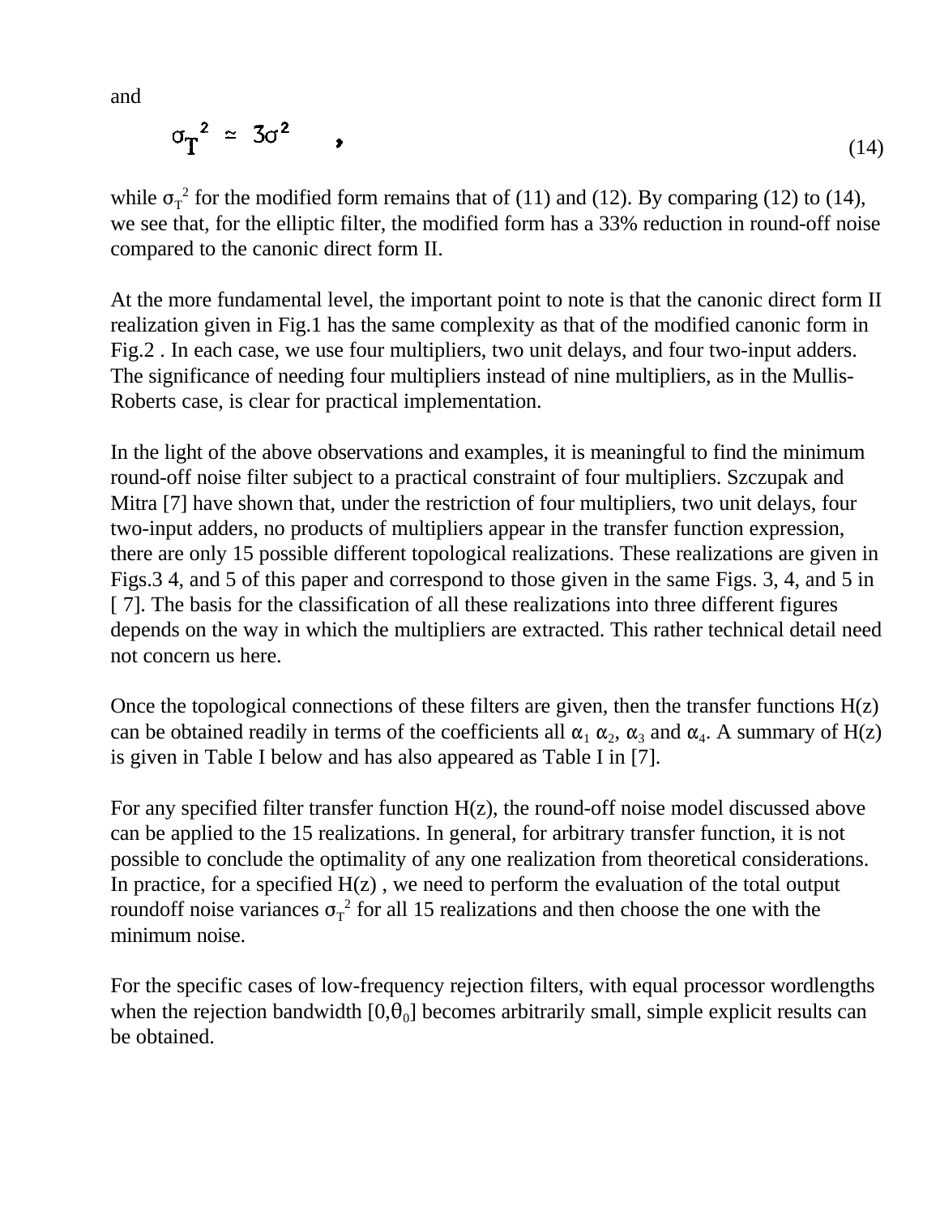and

$$\sigma_T^2 \simeq 3\sigma^2 \quad , \tag{14}$$

while $\sigma_T^2$ for the modified form remains that of (11) and (12). By comparing (12) to (14), we see that, for the elliptic filter, the modified form has a 33% reduction in round-off noise compared to the canonic direct form II.

At the more fundamental level, the important point to note is that the canonic direct form II realization given in Fig.1 has the same complexity as that of the modified canonic form in Fig.2 . In each case, we use four multipliers, two unit delays, and four two-input adders. The significance of needing four multipliers instead of nine multipliers, as in the Mullis-Roberts case, is clear for practical implementation.

In the light of the above observations and examples, it is meaningful to find the minimum round-off noise filter subject to a practical constraint of four multipliers. Szczupak and Mitra [7] have shown that, under the restriction of four multipliers, two unit delays, four two-input adders, no products of multipliers appear in the transfer function expression, there are only 15 possible different topological realizations. These realizations are given in Figs.3 4, and 5 of this paper and correspond to those given in the same Figs. 3, 4, and 5 in [ 7]. The basis for the classification of all these realizations into three different figures depends on the way in which the multipliers are extracted. This rather technical detail need not concern us here.

Once the topological connections of these filters are given, then the transfer functions H(z) can be obtained readily in terms of the coefficients all $\alpha_1$ $\alpha_2$, $\alpha_3$ and $\alpha_4$. A summary of H(z) is given in Table I below and has also appeared as Table I in [7].

For any specified filter transfer function H(z), the round-off noise model discussed above can be applied to the 15 realizations. In general, for arbitrary transfer function, it is not possible to conclude the optimality of any one realization from theoretical considerations. In practice, for a specified H(z) , we need to perform the evaluation of the total output roundoff noise variances $\sigma_T^2$ for all 15 realizations and then choose the one with the minimum noise.

For the specific cases of low-frequency rejection filters, with equal processor wordlengths when the rejection bandwidth $[0,\theta_0]$ becomes arbitrarily small, simple explicit results can be obtained.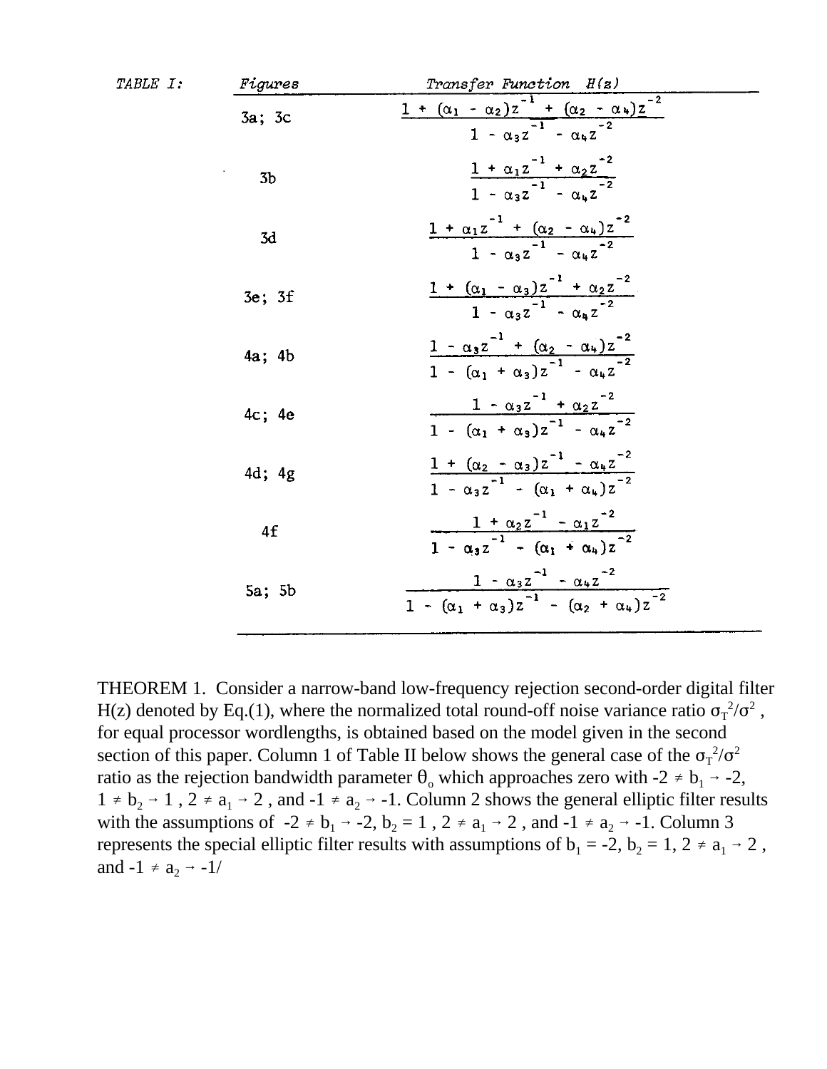TABLE I:

| Figures | Transfer Function $H(z)$ |
|---|---|
| 3a; 3c | $\dfrac{1 + (\alpha_1 - \alpha_2)z^{-1} + (\alpha_2 - \alpha_4)z^{-2}}{1 - \alpha_3 z^{-1} - \alpha_4 z^{-2}}$ |
| 3b | $\dfrac{1 + \alpha_1 z^{-1} + \alpha_2 z^{-2}}{1 - \alpha_3 z^{-1} - \alpha_4 z^{-2}}$ |
| 3d | $\dfrac{1 + \alpha_1 z^{-1} + (\alpha_2 - \alpha_4)z^{-2}}{1 - \alpha_3 z^{-1} - \alpha_4 z^{-2}}$ |
| 3e; 3f | $\dfrac{1 + (\alpha_1 - \alpha_3)z^{-1} + \alpha_2 z^{-2}}{1 - \alpha_3 z^{-1} - \alpha_4 z^{-2}}$ |
| 4a; 4b | $\dfrac{1 - \alpha_3 z^{-1} + (\alpha_2 - \alpha_4)z^{-2}}{1 - (\alpha_1 + \alpha_3)z^{-1} - \alpha_4 z^{-2}}$ |
| 4c; 4e | $\dfrac{1 - \alpha_3 z^{-1} + \alpha_2 z^{-2}}{1 - (\alpha_1 + \alpha_3)z^{-1} - \alpha_4 z^{-2}}$ |
| 4d; 4g | $\dfrac{1 + (\alpha_2 - \alpha_3)z^{-1} - \alpha_4 z^{-2}}{1 - \alpha_3 z^{-1} - (\alpha_1 + \alpha_4)z^{-2}}$ |
| 4f | $\dfrac{1 + \alpha_2 z^{-1} - \alpha_1 z^{-2}}{1 - \alpha_3 z^{-1} - (\alpha_1 + \alpha_4)z^{-2}}$ |
| 5a; 5b | $\dfrac{1 - \alpha_3 z^{-1} - \alpha_4 z^{-2}}{1 - (\alpha_1 + \alpha_3)z^{-1} - (\alpha_2 + \alpha_4)z^{-2}}$ |

THEOREM 1. Consider a narrow-band low-frequency rejection second-order digital filter H(z) denoted by Eq.(1), where the normalized total round-off noise variance ratio $\sigma_T^2/\sigma^2$, for equal processor wordlengths, is obtained based on the model given in the second section of this paper. Column 1 of Table II below shows the general case of the $\sigma_T^2/\sigma^2$ ratio as the rejection bandwidth parameter $\theta_o$ which approaches zero with $-2 \neq b_1 \rightarrow -2$, $1 \neq b_2 \rightarrow 1$, $2 \neq a_1 \rightarrow 2$, and $-1 \neq a_2 \rightarrow -1$. Column 2 shows the general elliptic filter results with the assumptions of $-2 \neq b_1 \rightarrow -2$, $b_2 = 1$, $2 \neq a_1 \rightarrow 2$, and $-1 \neq a_2 \rightarrow -1$. Column 3 represents the special elliptic filter results with assumptions of $b_1 = -2$, $b_2 = 1$, $2 \neq a_1 \rightarrow 2$, and $-1 \neq a_2 \rightarrow -1$/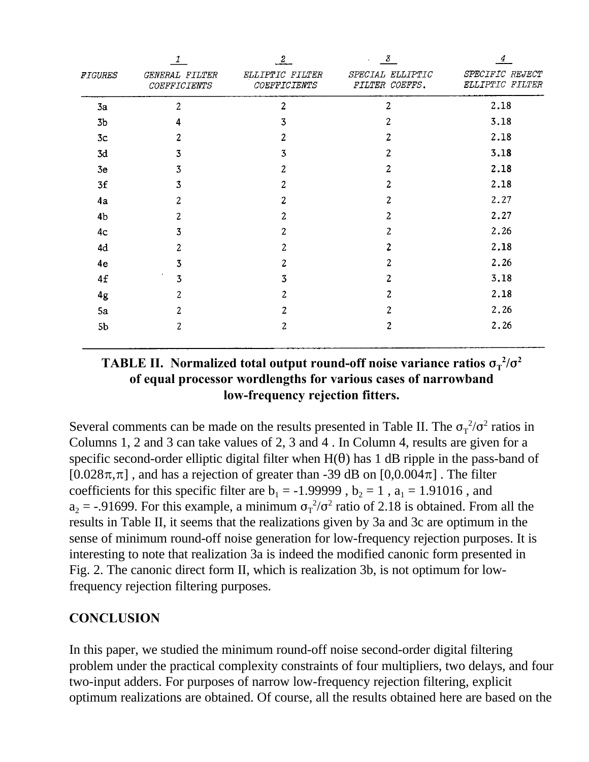| FIGURES | 1 GENERAL FILTER COEFFICIENTS | 2 ELLIPTIC FILTER COEFFICIENTS | 3 SPECIAL ELLIPTIC FILTER COEFFS. | 4 SPECIFIC REJECT ELLIPTIC FILTER |
|---|---|---|---|---|
| 3a | 2 | 2 | 2 | 2.18 |
| 3b | 4 | 3 | 2 | 3.18 |
| 3c | 2 | 2 | 2 | 2.18 |
| 3d | 3 | 3 | 2 | 3.18 |
| 3e | 3 | 2 | 2 | 2.18 |
| 3f | 3 | 2 | 2 | 2.18 |
| 4a | 2 | 2 | 2 | 2.27 |
| 4b | 2 | 2 | 2 | 2.27 |
| 4c | 3 | 2 | 2 | 2.26 |
| 4d | 2 | 2 | 2 | 2.18 |
| 4e | 3 | 2 | 2 | 2.26 |
| 4f | 3 | 3 | 2 | 3.18 |
| 4g | 2 | 2 | 2 | 2.18 |
| 5a | 2 | 2 | 2 | 2.26 |
| 5b | 2 | 2 | 2 | 2.26 |

**TABLE II. Normalized total output round-off noise variance ratios $\sigma_T^2/\sigma^2$ of equal processor wordlengths for various cases of narrowband low-frequency rejection fitters.**

Several comments can be made on the results presented in Table II. The $\sigma_T^2/\sigma^2$ ratios in Columns 1, 2 and 3 can take values of 2, 3 and 4 . In Column 4, results are given for a specific second-order elliptic digital filter when $H(\theta)$ has 1 dB ripple in the pass-band of $[0.028\pi,\pi]$ , and has a rejection of greater than -39 dB on $[0,0.004\pi]$ . The filter coefficients for this specific filter are $b_1 = -1.99999$ , $b_2 = 1$ , $a_1 = 1.91016$ , and $a_2 = -.91699$. For this example, a minimum $\sigma_T^2/\sigma^2$ ratio of 2.18 is obtained. From all the results in Table II, it seems that the realizations given by 3a and 3c are optimum in the sense of minimum round-off noise generation for low-frequency rejection purposes. It is interesting to note that realization 3a is indeed the modified canonic form presented in Fig. 2. The canonic direct form II, which is realization 3b, is not optimum for low-frequency rejection filtering purposes.

## CONCLUSION

In this paper, we studied the minimum round-off noise second-order digital filtering problem under the practical complexity constraints of four multipliers, two delays, and four two-input adders. For purposes of narrow low-frequency rejection filtering, explicit optimum realizations are obtained. Of course, all the results obtained here are based on the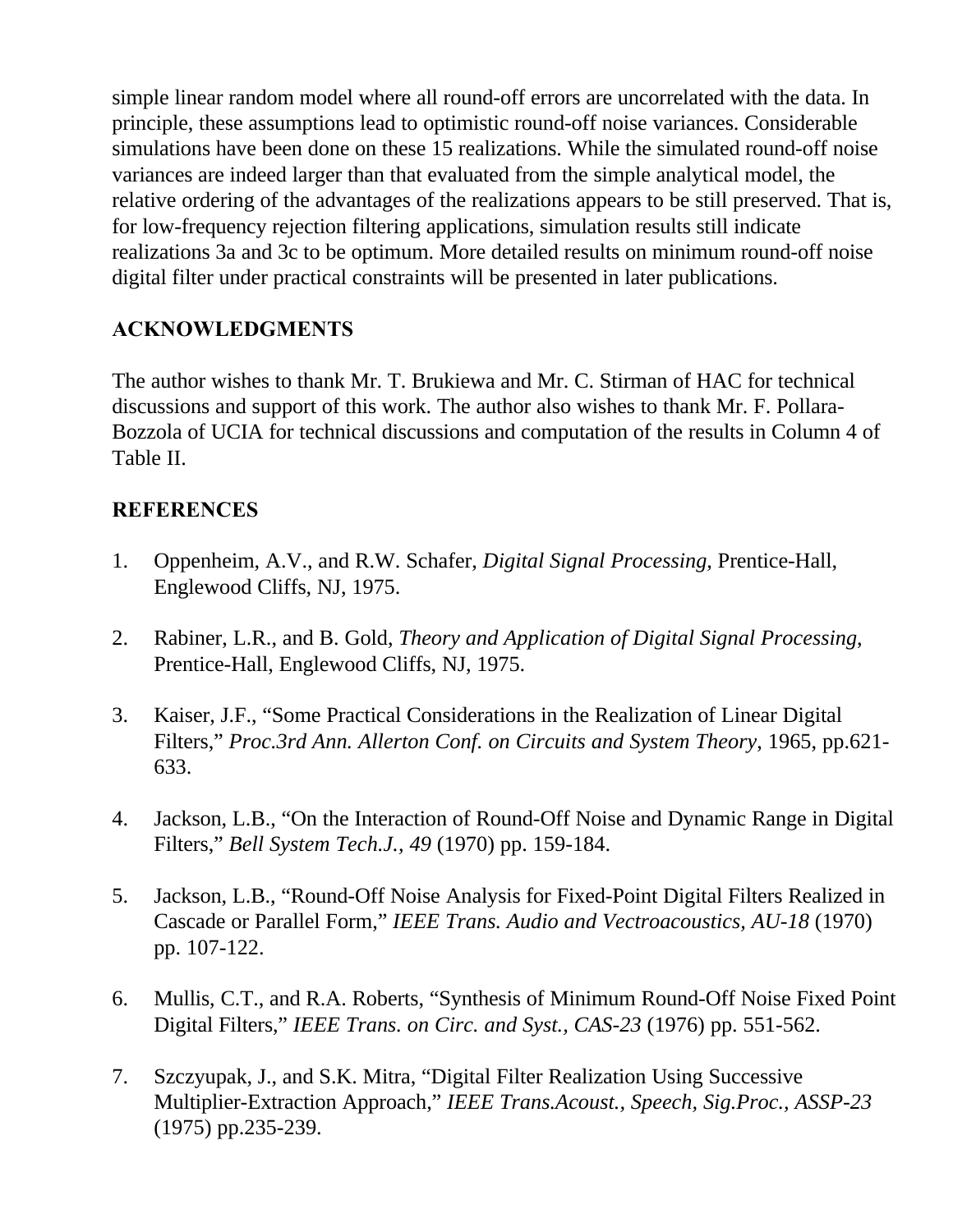simple linear random model where all round-off errors are uncorrelated with the data. In principle, these assumptions lead to optimistic round-off noise variances. Considerable simulations have been done on these 15 realizations. While the simulated round-off noise variances are indeed larger than that evaluated from the simple analytical model, the relative ordering of the advantages of the realizations appears to be still preserved. That is, for low-frequency rejection filtering applications, simulation results still indicate realizations 3a and 3c to be optimum. More detailed results on minimum round-off noise digital filter under practical constraints will be presented in later publications.

## ACKNOWLEDGMENTS

The author wishes to thank Mr. T. Brukiewa and Mr. C. Stirman of HAC for technical discussions and support of this work. The author also wishes to thank Mr. F. Pollara-Bozzola of UCIA for technical discussions and computation of the results in Column 4 of Table II.

## REFERENCES

1. Oppenheim, A.V., and R.W. Schafer, *Digital Signal Processing,* Prentice-Hall, Englewood Cliffs, NJ, 1975.

2. Rabiner, L.R., and B. Gold, *Theory and Application of Digital Signal Processing*, Prentice-Hall, Englewood Cliffs, NJ, 1975.

3. Kaiser, J.F., "Some Practical Considerations in the Realization of Linear Digital Filters," *Proc.3rd Ann. Allerton Conf. on Circuits and System Theory,* 1965, pp.621-633.

4. Jackson, L.B., "On the Interaction of Round-Off Noise and Dynamic Range in Digital Filters," *Bell System Tech.J., 49* (1970) pp. 159-184.

5. Jackson, L.B., "Round-Off Noise Analysis for Fixed-Point Digital Filters Realized in Cascade or Parallel Form," *IEEE Trans. Audio and Vectroacoustics, AU-18* (1970) pp. 107-122.

6. Mullis, C.T., and R.A. Roberts, "Synthesis of Minimum Round-Off Noise Fixed Point Digital Filters," *IEEE Trans. on Circ. and Syst., CAS-23* (1976) pp. 551-562.

7. Szczyupak, J., and S.K. Mitra, "Digital Filter Realization Using Successive Multiplier-Extraction Approach," *IEEE Trans.Acoust., Speech, Sig.Proc., ASSP-23* (1975) pp.235-239.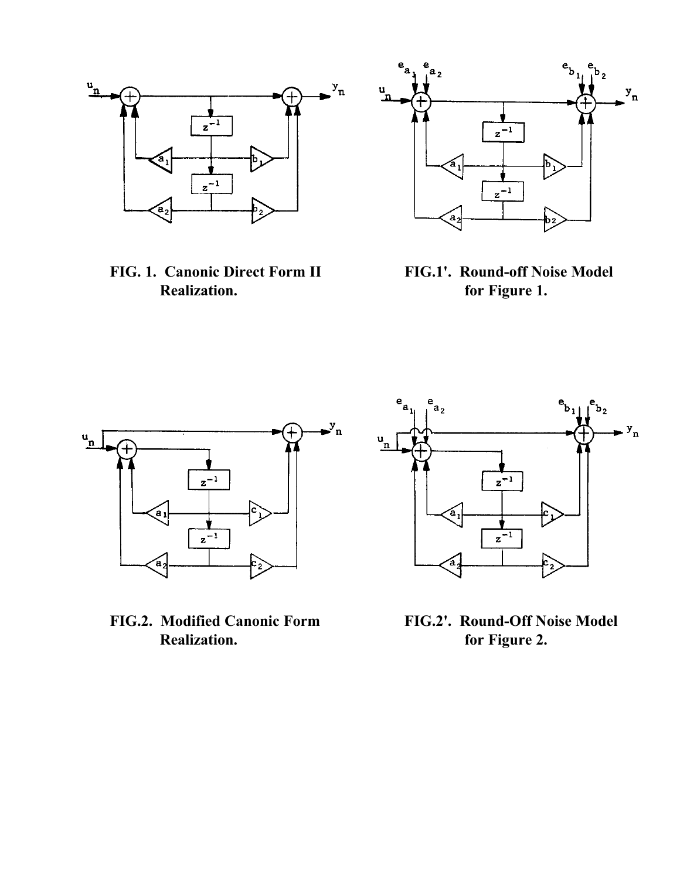FIG. 1. Canonic Direct Form II Realization.

FIG.1'. Round-off Noise Model for Figure 1.

FIG.2. Modified Canonic Form Realization.

FIG.2'. Round-Off Noise Model for Figure 2.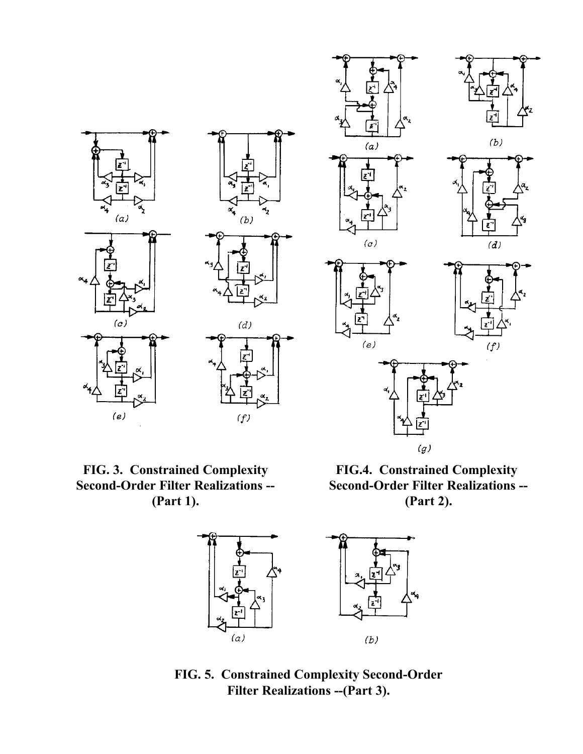(a) (b) (c) (d) (e) (f)

**FIG. 3. Constrained Complexity Second-Order Filter Realizations -- (Part 1).**

(a) (b) (c) (d) (e) (f) (g)

**FIG.4. Constrained Complexity Second-Order Filter Realizations -- (Part 2).**

(a) (b)

**FIG. 5. Constrained Complexity Second-Order Filter Realizations --(Part 3).**